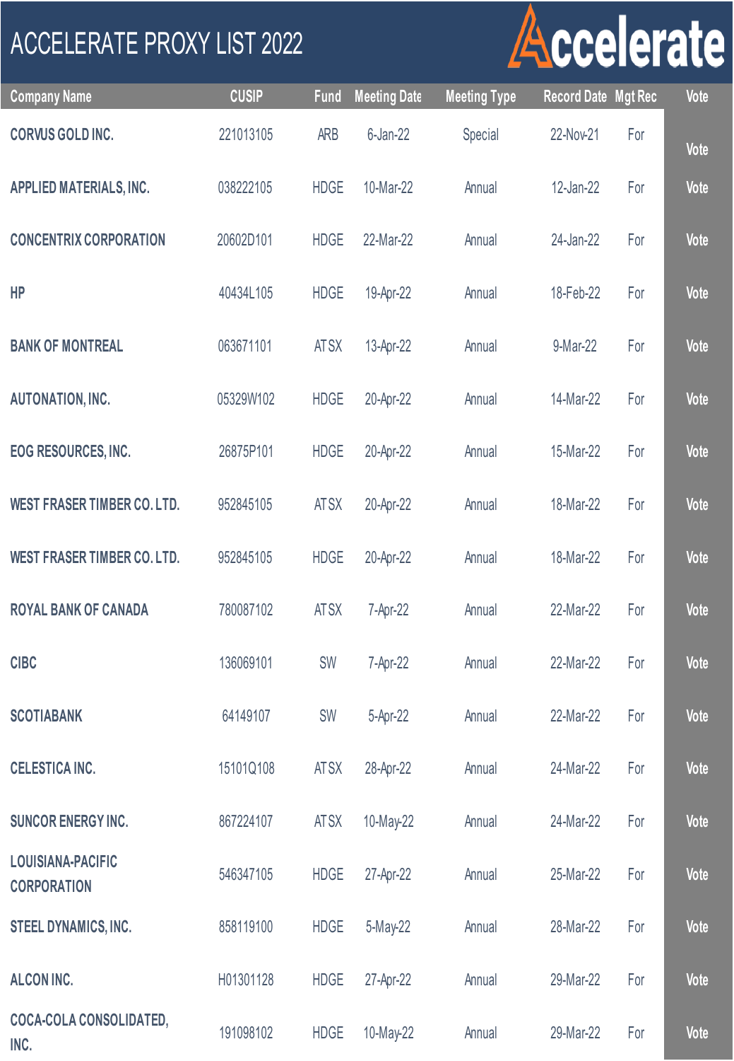# ACCELERATE PROXY LIST 2022

| Company Name | CUSIP | Fund | Meeting Date | Meeting Type | Record Date | Mgt Rec | Vote |
|---|---|---|---|---|---|---|---|
| CORVUS GOLD INC. | 221013105 | ARB | 6-Jan-22 | Special | 22-Nov-21 | For | Vote |
| APPLIED MATERIALS, INC. | 038222105 | HDGE | 10-Mar-22 | Annual | 12-Jan-22 | For | Vote |
| CONCENTRIX CORPORATION | 20602D101 | HDGE | 22-Mar-22 | Annual | 24-Jan-22 | For | Vote |
| HP | 40434L105 | HDGE | 19-Apr-22 | Annual | 18-Feb-22 | For | Vote |
| BANK OF MONTREAL | 063671101 | ATSX | 13-Apr-22 | Annual | 9-Mar-22 | For | Vote |
| AUTONATION, INC. | 05329W102 | HDGE | 20-Apr-22 | Annual | 14-Mar-22 | For | Vote |
| EOG RESOURCES, INC. | 26875P101 | HDGE | 20-Apr-22 | Annual | 15-Mar-22 | For | Vote |
| WEST FRASER TIMBER CO. LTD. | 952845105 | ATSX | 20-Apr-22 | Annual | 18-Mar-22 | For | Vote |
| WEST FRASER TIMBER CO. LTD. | 952845105 | HDGE | 20-Apr-22 | Annual | 18-Mar-22 | For | Vote |
| ROYAL BANK OF CANADA | 780087102 | ATSX | 7-Apr-22 | Annual | 22-Mar-22 | For | Vote |
| CIBC | 136069101 | SW | 7-Apr-22 | Annual | 22-Mar-22 | For | Vote |
| SCOTIABANK | 64149107 | SW | 5-Apr-22 | Annual | 22-Mar-22 | For | Vote |
| CELESTICA INC. | 15101Q108 | ATSX | 28-Apr-22 | Annual | 24-Mar-22 | For | Vote |
| SUNCOR ENERGY INC. | 867224107 | ATSX | 10-May-22 | Annual | 24-Mar-22 | For | Vote |
| LOUISIANA-PACIFIC CORPORATION | 546347105 | HDGE | 27-Apr-22 | Annual | 25-Mar-22 | For | Vote |
| STEEL DYNAMICS, INC. | 858119100 | HDGE | 5-May-22 | Annual | 28-Mar-22 | For | Vote |
| ALCON INC. | H01301128 | HDGE | 27-Apr-22 | Annual | 29-Mar-22 | For | Vote |
| COCA-COLA CONSOLIDATED, INC. | 191098102 | HDGE | 10-May-22 | Annual | 29-Mar-22 | For | Vote |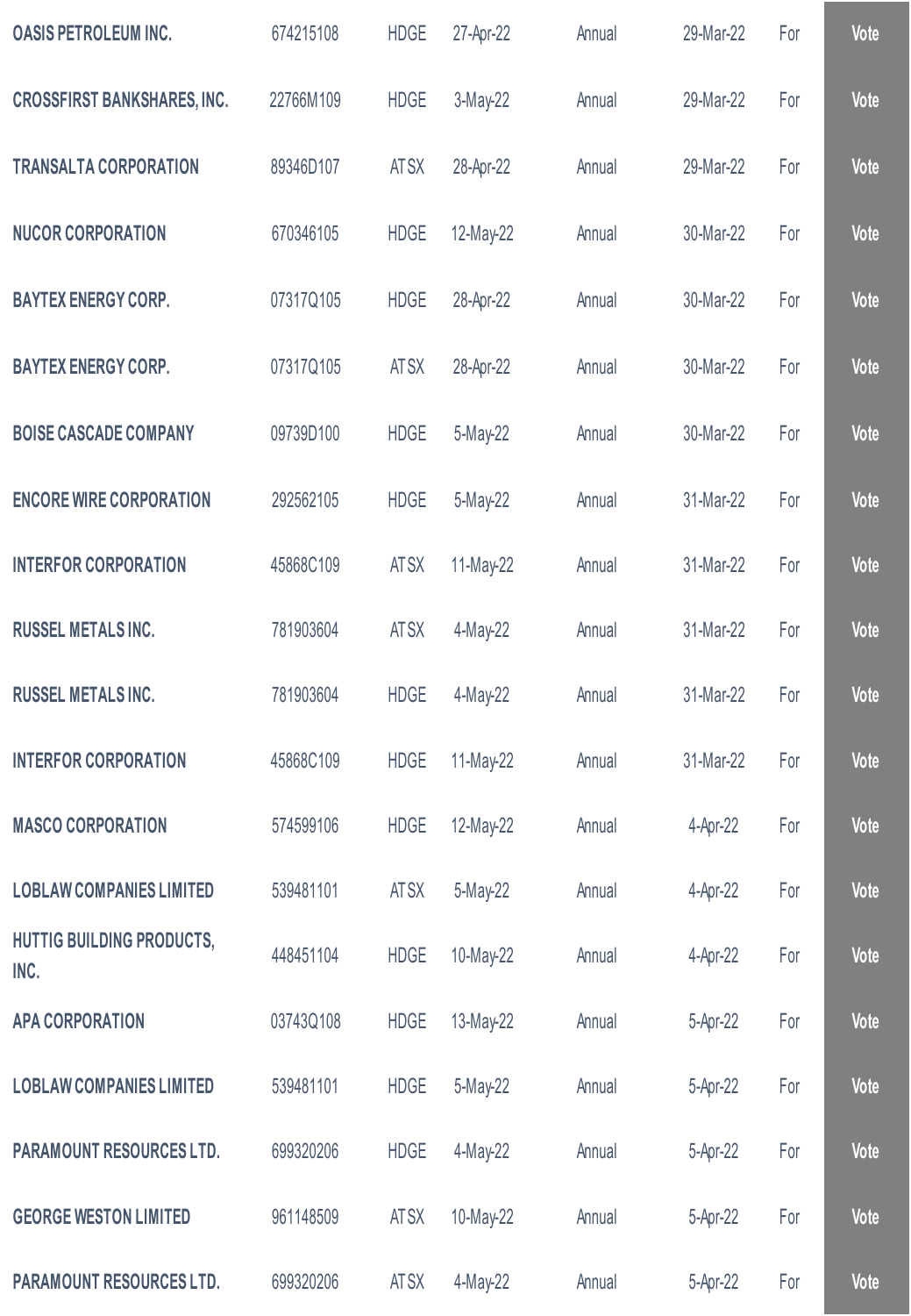| | | | | | | | |
|---|---|---|---|---|---|---|---|
| OASIS PETROLEUM INC. | 674215108 | HDGE | 27-Apr-22 | Annual | 29-Mar-22 | For | Vote |
| CROSSFIRST BANKSHARES, INC. | 22766M109 | HDGE | 3-May-22 | Annual | 29-Mar-22 | For | Vote |
| TRANSALTA CORPORATION | 89346D107 | ATSX | 28-Apr-22 | Annual | 29-Mar-22 | For | Vote |
| NUCOR CORPORATION | 670346105 | HDGE | 12-May-22 | Annual | 30-Mar-22 | For | Vote |
| BAYTEX ENERGY CORP. | 07317Q105 | HDGE | 28-Apr-22 | Annual | 30-Mar-22 | For | Vote |
| BAYTEX ENERGY CORP. | 07317Q105 | ATSX | 28-Apr-22 | Annual | 30-Mar-22 | For | Vote |
| BOISE CASCADE COMPANY | 09739D100 | HDGE | 5-May-22 | Annual | 30-Mar-22 | For | Vote |
| ENCORE WIRE CORPORATION | 292562105 | HDGE | 5-May-22 | Annual | 31-Mar-22 | For | Vote |
| INTERFOR CORPORATION | 45868C109 | ATSX | 11-May-22 | Annual | 31-Mar-22 | For | Vote |
| RUSSEL METALS INC. | 781903604 | ATSX | 4-May-22 | Annual | 31-Mar-22 | For | Vote |
| RUSSEL METALS INC. | 781903604 | HDGE | 4-May-22 | Annual | 31-Mar-22 | For | Vote |
| INTERFOR CORPORATION | 45868C109 | HDGE | 11-May-22 | Annual | 31-Mar-22 | For | Vote |
| MASCO CORPORATION | 574599106 | HDGE | 12-May-22 | Annual | 4-Apr-22 | For | Vote |
| LOBLAW COMPANIES LIMITED | 539481101 | ATSX | 5-May-22 | Annual | 4-Apr-22 | For | Vote |
| HUTTIG BUILDING PRODUCTS, INC. | 448451104 | HDGE | 10-May-22 | Annual | 4-Apr-22 | For | Vote |
| APA CORPORATION | 03743Q108 | HDGE | 13-May-22 | Annual | 5-Apr-22 | For | Vote |
| LOBLAW COMPANIES LIMITED | 539481101 | HDGE | 5-May-22 | Annual | 5-Apr-22 | For | Vote |
| PARAMOUNT RESOURCES LTD. | 699320206 | HDGE | 4-May-22 | Annual | 5-Apr-22 | For | Vote |
| GEORGE WESTON LIMITED | 961148509 | ATSX | 10-May-22 | Annual | 5-Apr-22 | For | Vote |
| PARAMOUNT RESOURCES LTD. | 699320206 | ATSX | 4-May-22 | Annual | 5-Apr-22 | For | Vote |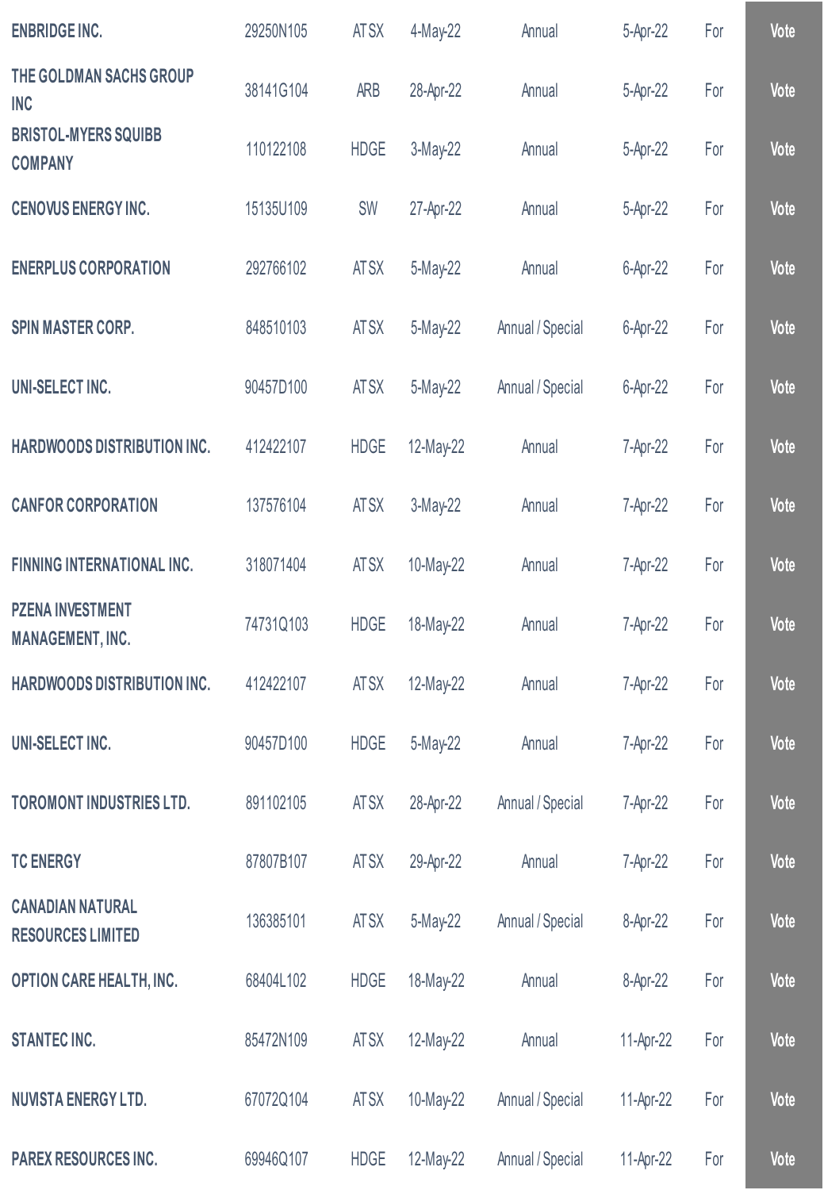| | | | | | | | |
|---|---|---|---|---|---|---|---|
| ENBRIDGE INC. | 29250N105 | ATSX | 4-May-22 | Annual | 5-Apr-22 | For | Vote |
| THE GOLDMAN SACHS GROUP INC | 38141G104 | ARB | 28-Apr-22 | Annual | 5-Apr-22 | For | Vote |
| BRISTOL-MYERS SQUIBB COMPANY | 110122108 | HDGE | 3-May-22 | Annual | 5-Apr-22 | For | Vote |
| CENOVUS ENERGY INC. | 15135U109 | SW | 27-Apr-22 | Annual | 5-Apr-22 | For | Vote |
| ENERPLUS CORPORATION | 292766102 | ATSX | 5-May-22 | Annual | 6-Apr-22 | For | Vote |
| SPIN MASTER CORP. | 848510103 | ATSX | 5-May-22 | Annual / Special | 6-Apr-22 | For | Vote |
| UNI-SELECT INC. | 90457D100 | ATSX | 5-May-22 | Annual / Special | 6-Apr-22 | For | Vote |
| HARDWOODS DISTRIBUTION INC. | 412422107 | HDGE | 12-May-22 | Annual | 7-Apr-22 | For | Vote |
| CANFOR CORPORATION | 137576104 | ATSX | 3-May-22 | Annual | 7-Apr-22 | For | Vote |
| FINNING INTERNATIONAL INC. | 318071404 | ATSX | 10-May-22 | Annual | 7-Apr-22 | For | Vote |
| PZENA INVESTMENT MANAGEMENT, INC. | 74731Q103 | HDGE | 18-May-22 | Annual | 7-Apr-22 | For | Vote |
| HARDWOODS DISTRIBUTION INC. | 412422107 | ATSX | 12-May-22 | Annual | 7-Apr-22 | For | Vote |
| UNI-SELECT INC. | 90457D100 | HDGE | 5-May-22 | Annual | 7-Apr-22 | For | Vote |
| TOROMONT INDUSTRIES LTD. | 891102105 | ATSX | 28-Apr-22 | Annual / Special | 7-Apr-22 | For | Vote |
| TC ENERGY | 87807B107 | ATSX | 29-Apr-22 | Annual | 7-Apr-22 | For | Vote |
| CANADIAN NATURAL RESOURCES LIMITED | 136385101 | ATSX | 5-May-22 | Annual / Special | 8-Apr-22 | For | Vote |
| OPTION CARE HEALTH, INC. | 68404L102 | HDGE | 18-May-22 | Annual | 8-Apr-22 | For | Vote |
| STANTEC INC. | 85472N109 | ATSX | 12-May-22 | Annual | 11-Apr-22 | For | Vote |
| NUVISTA ENERGY LTD. | 67072Q104 | ATSX | 10-May-22 | Annual / Special | 11-Apr-22 | For | Vote |
| PAREX RESOURCES INC. | 69946Q107 | HDGE | 12-May-22 | Annual / Special | 11-Apr-22 | For | Vote |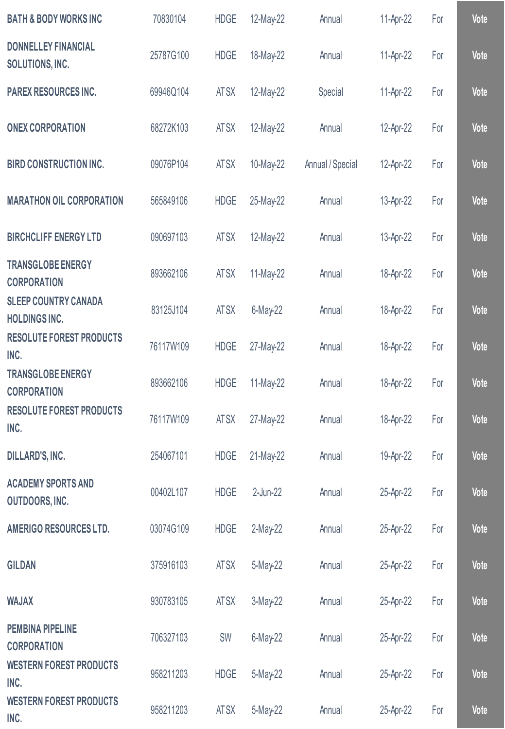| | | | | | | | |
|---|---|---|---|---|---|---|---|
| BATH & BODY WORKS INC | 70830104 | HDGE | 12-May-22 | Annual | 11-Apr-22 | For | Vote |
| DONNELLEY FINANCIAL SOLUTIONS, INC. | 25787G100 | HDGE | 18-May-22 | Annual | 11-Apr-22 | For | Vote |
| PAREX RESOURCES INC. | 69946Q104 | ATSX | 12-May-22 | Special | 11-Apr-22 | For | Vote |
| ONEX CORPORATION | 68272K103 | ATSX | 12-May-22 | Annual | 12-Apr-22 | For | Vote |
| BIRD CONSTRUCTION INC. | 09076P104 | ATSX | 10-May-22 | Annual / Special | 12-Apr-22 | For | Vote |
| MARATHON OIL CORPORATION | 565849106 | HDGE | 25-May-22 | Annual | 13-Apr-22 | For | Vote |
| BIRCHCLIFF ENERGY LTD | 090697103 | ATSX | 12-May-22 | Annual | 13-Apr-22 | For | Vote |
| TRANSGLOBE ENERGY CORPORATION | 893662106 | ATSX | 11-May-22 | Annual | 18-Apr-22 | For | Vote |
| SLEEP COUNTRY CANADA HOLDINGS INC. | 83125J104 | ATSX | 6-May-22 | Annual | 18-Apr-22 | For | Vote |
| RESOLUTE FOREST PRODUCTS INC. | 76117W109 | HDGE | 27-May-22 | Annual | 18-Apr-22 | For | Vote |
| TRANSGLOBE ENERGY CORPORATION | 893662106 | HDGE | 11-May-22 | Annual | 18-Apr-22 | For | Vote |
| RESOLUTE FOREST PRODUCTS INC. | 76117W109 | ATSX | 27-May-22 | Annual | 18-Apr-22 | For | Vote |
| DILLARD'S, INC. | 254067101 | HDGE | 21-May-22 | Annual | 19-Apr-22 | For | Vote |
| ACADEMY SPORTS AND OUTDOORS, INC. | 00402L107 | HDGE | 2-Jun-22 | Annual | 25-Apr-22 | For | Vote |
| AMERIGO RESOURCES LTD. | 03074G109 | HDGE | 2-May-22 | Annual | 25-Apr-22 | For | Vote |
| GILDAN | 375916103 | ATSX | 5-May-22 | Annual | 25-Apr-22 | For | Vote |
| WAJAX | 930783105 | ATSX | 3-May-22 | Annual | 25-Apr-22 | For | Vote |
| PEMBINA PIPELINE CORPORATION | 706327103 | SW | 6-May-22 | Annual | 25-Apr-22 | For | Vote |
| WESTERN FOREST PRODUCTS INC. | 958211203 | HDGE | 5-May-22 | Annual | 25-Apr-22 | For | Vote |
| WESTERN FOREST PRODUCTS INC. | 958211203 | ATSX | 5-May-22 | Annual | 25-Apr-22 | For | Vote |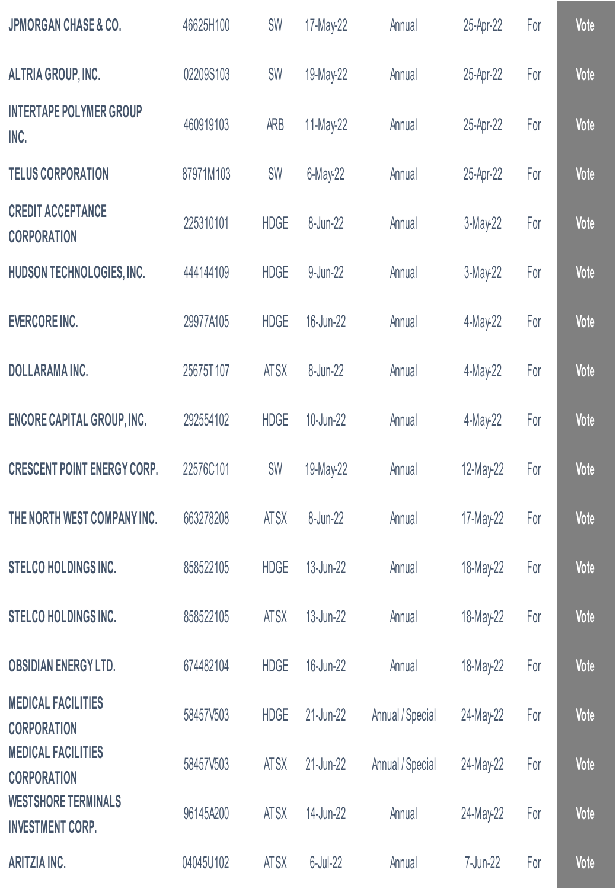| | | | | | | | |
|---|---|---|---|---|---|---|---|
| JPMORGAN CHASE & CO. | 46625H100 | SW | 17-May-22 | Annual | 25-Apr-22 | For | Vote |
| ALTRIA GROUP, INC. | 02209S103 | SW | 19-May-22 | Annual | 25-Apr-22 | For | Vote |
| INTERTAPE POLYMER GROUP INC. | 460919103 | ARB | 11-May-22 | Annual | 25-Apr-22 | For | Vote |
| TELUS CORPORATION | 87971M103 | SW | 6-May-22 | Annual | 25-Apr-22 | For | Vote |
| CREDIT ACCEPTANCE CORPORATION | 225310101 | HDGE | 8-Jun-22 | Annual | 3-May-22 | For | Vote |
| HUDSON TECHNOLOGIES, INC. | 444144109 | HDGE | 9-Jun-22 | Annual | 3-May-22 | For | Vote |
| EVERCORE INC. | 29977A105 | HDGE | 16-Jun-22 | Annual | 4-May-22 | For | Vote |
| DOLLARAMA INC. | 25675T107 | ATSX | 8-Jun-22 | Annual | 4-May-22 | For | Vote |
| ENCORE CAPITAL GROUP, INC. | 292554102 | HDGE | 10-Jun-22 | Annual | 4-May-22 | For | Vote |
| CRESCENT POINT ENERGY CORP. | 22576C101 | SW | 19-May-22 | Annual | 12-May-22 | For | Vote |
| THE NORTH WEST COMPANY INC. | 663278208 | ATSX | 8-Jun-22 | Annual | 17-May-22 | For | Vote |
| STELCO HOLDINGS INC. | 858522105 | HDGE | 13-Jun-22 | Annual | 18-May-22 | For | Vote |
| STELCO HOLDINGS INC. | 858522105 | ATSX | 13-Jun-22 | Annual | 18-May-22 | For | Vote |
| OBSIDIAN ENERGY LTD. | 674482104 | HDGE | 16-Jun-22 | Annual | 18-May-22 | For | Vote |
| MEDICAL FACILITIES CORPORATION | 58457V503 | HDGE | 21-Jun-22 | Annual / Special | 24-May-22 | For | Vote |
| MEDICAL FACILITIES CORPORATION | 58457V503 | ATSX | 21-Jun-22 | Annual / Special | 24-May-22 | For | Vote |
| WESTSHORE TERMINALS INVESTMENT CORP. | 96145A200 | ATSX | 14-Jun-22 | Annual | 24-May-22 | For | Vote |
| ARITZIA INC. | 04045U102 | ATSX | 6-Jul-22 | Annual | 7-Jun-22 | For | Vote |